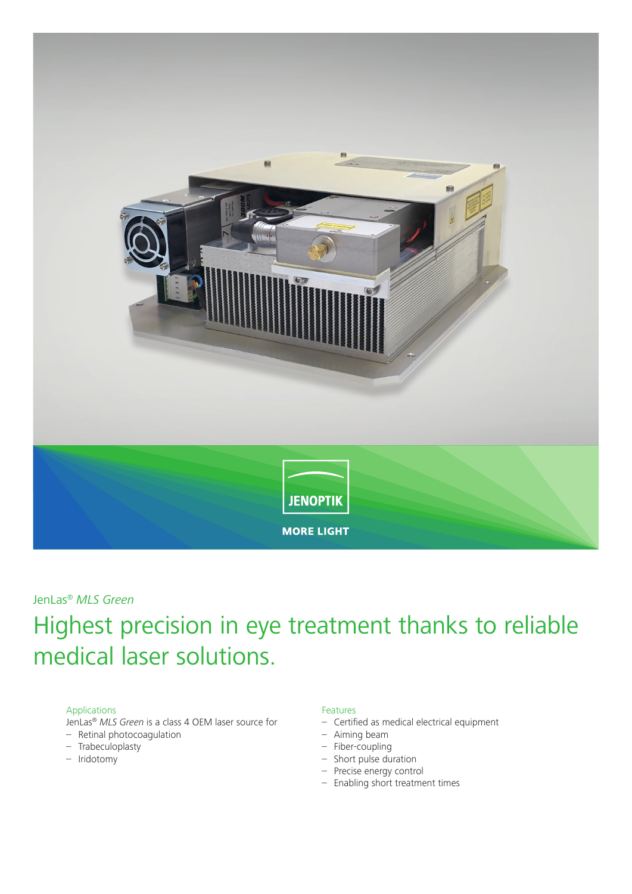JENOPTIK

MORE LIGHT

JenLas® *MLS Green*

# Highest precision in eye treatment thanks to reliable medical laser solutions.

Applications

JenLas® *MLS Green* is a class 4 OEM laser source for

- Retinal photocoagulation
- Trabeculoplasty
- Iridotomy

Features

- Certified as medical electrical equipment
- Aiming beam
- Fiber-coupling
- Short pulse duration
- Precise energy control
- Enabling short treatment times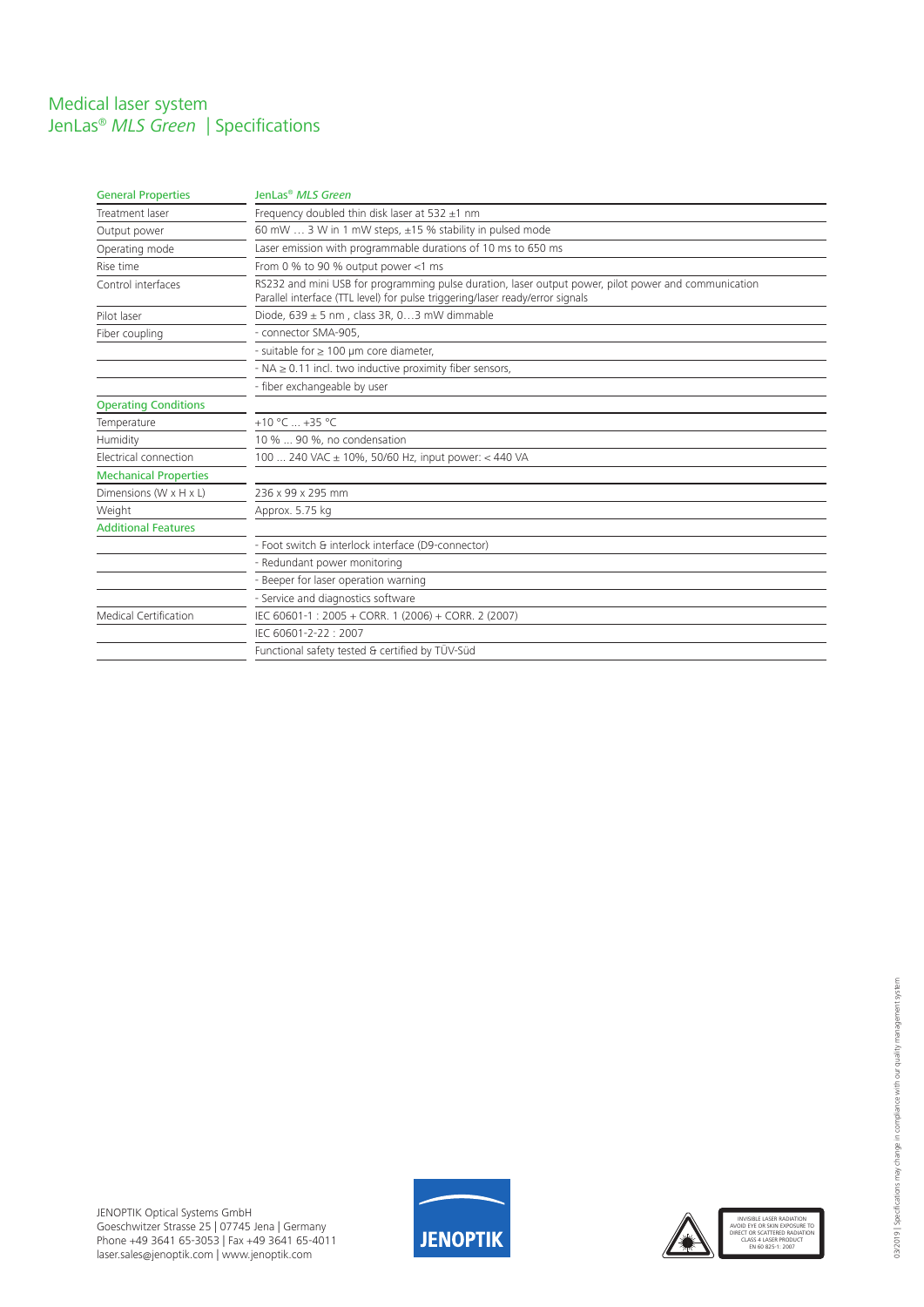# Medical laser system
## JenLas® *MLS Green* | Specifications

| General Properties | JenLas® *MLS Green* |
|---|---|
| Treatment laser | Frequency doubled thin disk laser at 532 ±1 nm |
| Output power | 60 mW … 3 W in 1 mW steps, ±15 % stability in pulsed mode |
| Operating mode | Laser emission with programmable durations of 10 ms to 650 ms |
| Rise time | From 0 % to 90 % output power <1 ms |
| Control interfaces | RS232 and mini USB for programming pulse duration, laser output power, pilot power and communication<br>Parallel interface (TTL level) for pulse triggering/laser ready/error signals |
| Pilot laser | Diode, 639 ± 5 nm , class 3R, 0…3 mW dimmable |
| Fiber coupling | - connector SMA-905, |
| | - suitable for ≥ 100 µm core diameter, |
| | - NA ≥ 0.11 incl. two inductive proximity fiber sensors, |
| | - fiber exchangeable by user |
| **Operating Conditions** | |
| Temperature | +10 °C ... +35 °C |
| Humidity | 10 % ... 90 %, no condensation |
| Electrical connection | 100 ... 240 VAC ± 10%, 50/60 Hz, input power: < 440 VA |
| **Mechanical Properties** | |
| Dimensions (W x H x L) | 236 x 99 x 295 mm |
| Weight | Approx. 5.75 kg |
| **Additional Features** | |
| | - Foot switch & interlock interface (D9-connector) |
| | - Redundant power monitoring |
| | - Beeper for laser operation warning |
| | - Service and diagnostics software |
| Medical Certification | IEC 60601-1 : 2005 + CORR. 1 (2006) + CORR. 2 (2007) |
| | IEC 60601-2-22 : 2007 |
| | Functional safety tested & certified by TÜV-Süd |

JENOPTIK Optical Systems GmbH
Goeschwitzer Strasse 25 | 07745 Jena | Germany
Phone +49 3641 65-3053 | Fax +49 3641 65-4011
laser.sales@jenoptik.com | www.jenoptik.com

JENOPTIK

INVISIBLE LASER RADIATION
AVOID EYE OR SKIN EXPOSURE TO
DIRECT OR SCATTERED RADIATION
CLASS 4 LASER PRODUCT
EN 60 825-1: 2007

03/2019 | Specifications may change in compliance with our quality management system